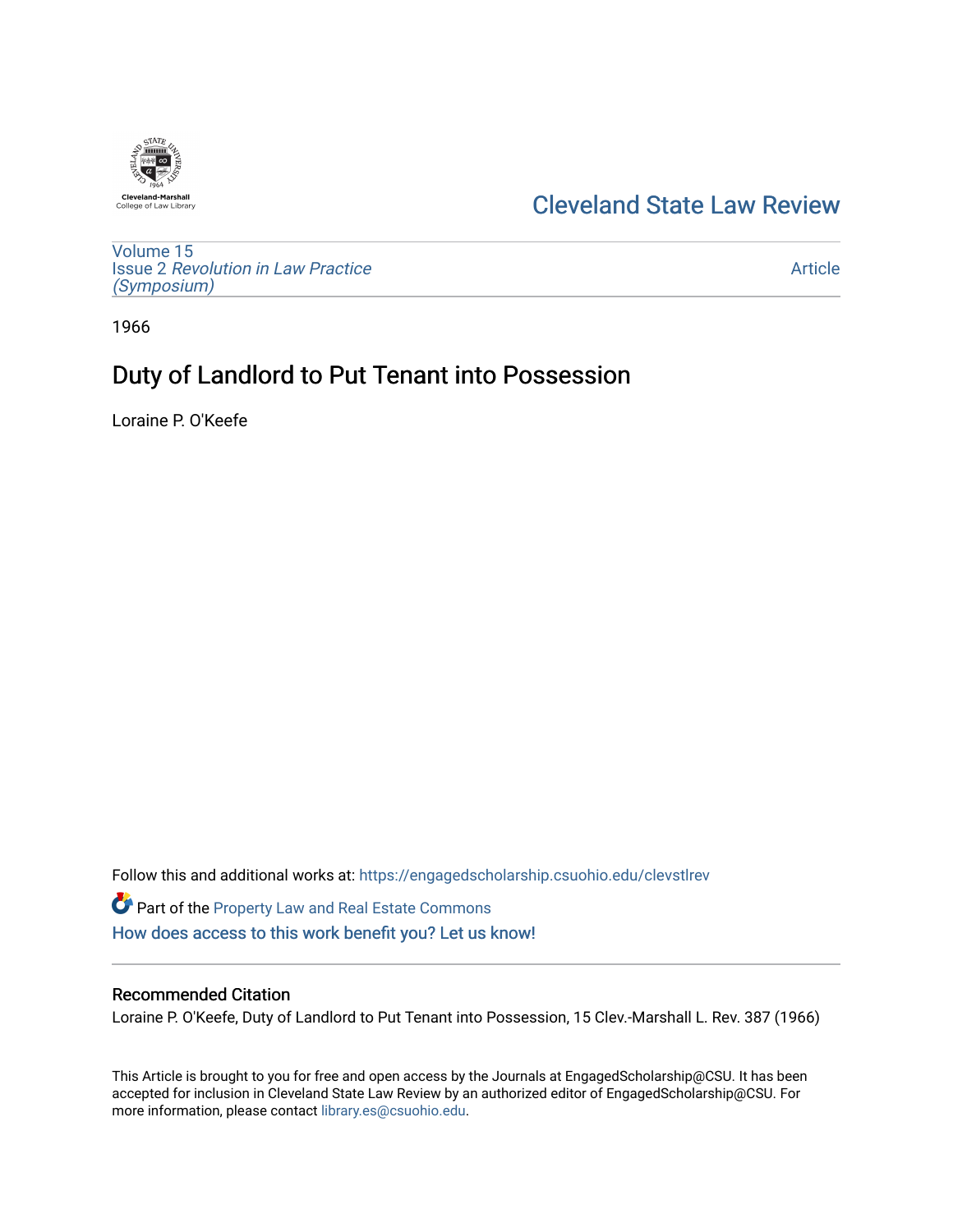Cleveland-Marshall College of Law Library

# Cleveland State Law Review

Volume 15
Issue 2 *Revolution in Law Practice (Symposium)*

Article

1966

# Duty of Landlord to Put Tenant into Possession

Loraine P. O'Keefe

Follow this and additional works at: https://engagedscholarship.csuohio.edu/clevstlrev

Part of the Property Law and Real Estate Commons

How does access to this work benefit you? Let us know!

## Recommended Citation

Loraine P. O'Keefe, Duty of Landlord to Put Tenant into Possession, 15 Clev.-Marshall L. Rev. 387 (1966)

This Article is brought to you for free and open access by the Journals at EngagedScholarship@CSU. It has been accepted for inclusion in Cleveland State Law Review by an authorized editor of EngagedScholarship@CSU. For more information, please contact library.es@csuohio.edu.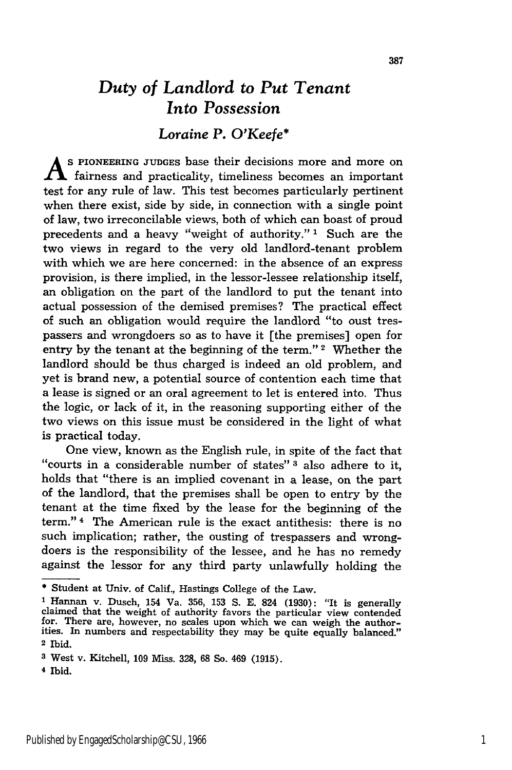# *Duty of Landlord to Put Tenant Into Possession*

### *Loraine P. O'Keefe**

As PIONEERING JUDGES base their decisions more and more on fairness and practicality, timeliness becomes an important test for any rule of law. This test becomes particularly pertinent when there exist, side by side, in connection with a single point of law, two irreconcilable views, both of which can boast of proud precedents and a heavy "weight of authority." [1] Such are the two views in regard to the very old landlord-tenant problem with which we are here concerned: in the absence of an express provision, is there implied, in the lessor-lessee relationship itself, an obligation on the part of the landlord to put the tenant into actual possession of the demised premises? The practical effect of such an obligation would require the landlord "to oust trespassers and wrongdoers so as to have it [the premises] open for entry by the tenant at the beginning of the term." [2] Whether the landlord should be thus charged is indeed an old problem, and yet is brand new, a potential source of contention each time that a lease is signed or an oral agreement to let is entered into. Thus the logic, or lack of it, in the reasoning supporting either of the two views on this issue must be considered in the light of what is practical today.

One view, known as the English rule, in spite of the fact that "courts in a considerable number of states" [3] also adhere to it, holds that "there is an implied covenant in a lease, on the part of the landlord, that the premises shall be open to entry by the tenant at the time fixed by the lease for the beginning of the term." [4] The American rule is the exact antithesis: there is no such implication; rather, the ousting of trespassers and wrongdoers is the responsibility of the lessee, and he has no remedy against the lessor for any third party unlawfully holding the

---

\* Student at Univ. of Calif., Hastings College of the Law.

[1] Hannan v. Dusch, 154 Va. 356, 153 S. E. 824 (1930): "It is generally claimed that the weight of authority favors the particular view contended for. There are, however, no scales upon which we can weigh the authorities. In numbers and respectability they may be quite equally balanced."

[2] Ibid.

[3] West v. Kitchell, 109 Miss. 328, 68 So. 469 (1915).

[4] Ibid.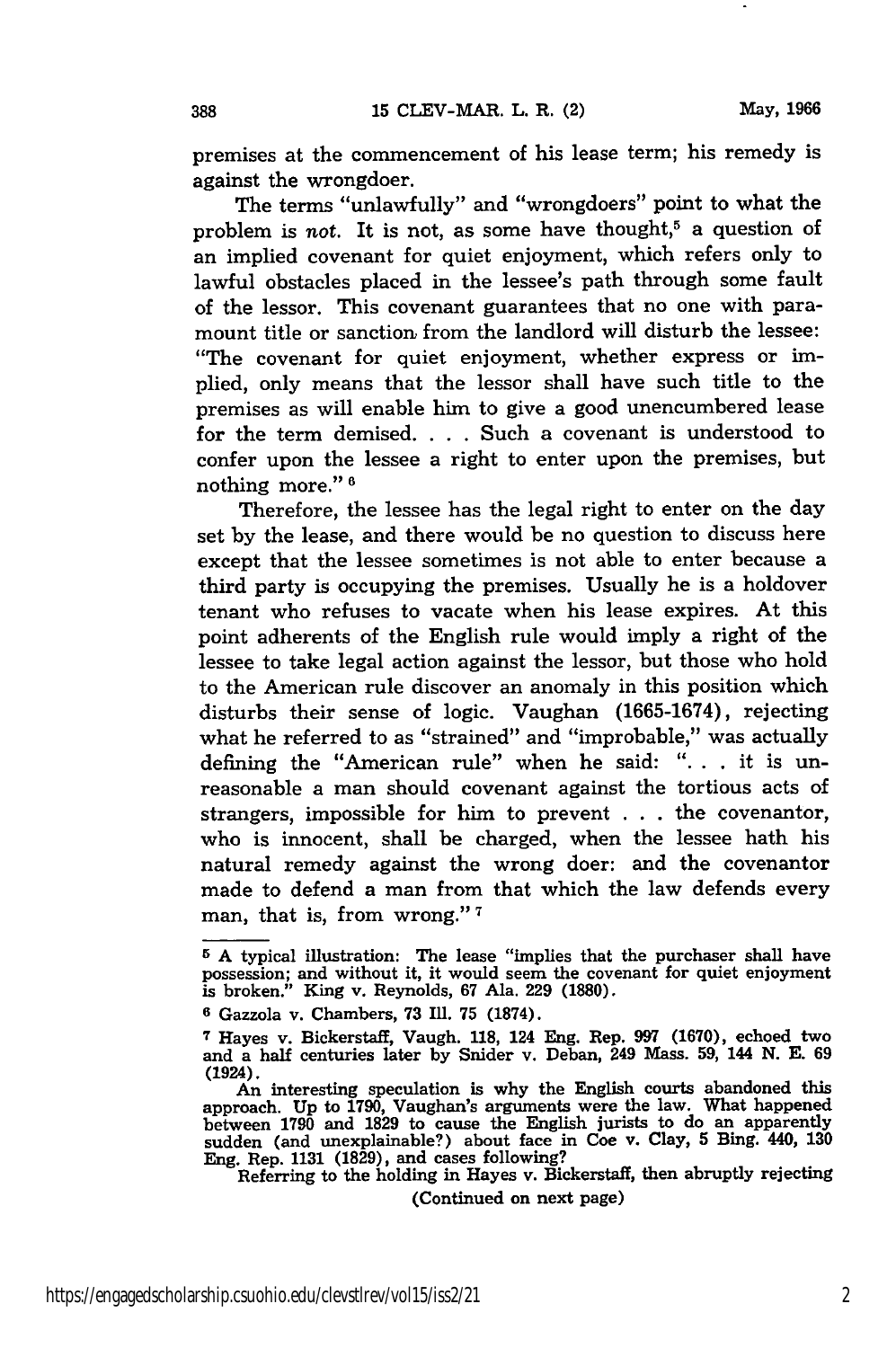premises at the commencement of his lease term; his remedy is against the wrongdoer.

The terms "unlawfully" and "wrongdoers" point to what the problem is *not*. It is not, as some have thought,[5] a question of an implied covenant for quiet enjoyment, which refers only to lawful obstacles placed in the lessee's path through some fault of the lessor. This covenant guarantees that no one with paramount title or sanction from the landlord will disturb the lessee: "The covenant for quiet enjoyment, whether express or implied, only means that the lessor shall have such title to the premises as will enable him to give a good unencumbered lease for the term demised. . . . Such a covenant is understood to confer upon the lessee a right to enter upon the premises, but nothing more." [6]

Therefore, the lessee has the legal right to enter on the day set by the lease, and there would be no question to discuss here except that the lessee sometimes is not able to enter because a third party is occupying the premises. Usually he is a holdover tenant who refuses to vacate when his lease expires. At this point adherents of the English rule would imply a right of the lessee to take legal action against the lessor, but those who hold to the American rule discover an anomaly in this position which disturbs their sense of logic. Vaughan (1665-1674), rejecting what he referred to as "strained" and "improbable," was actually defining the "American rule" when he said: ". . . it is unreasonable a man should covenant against the tortious acts of strangers, impossible for him to prevent . . . the covenantor, who is innocent, shall be charged, when the lessee hath his natural remedy against the wrong doer: and the covenantor made to defend a man from that which the law defends every man, that is, from wrong." [7]

---

[5] A typical illustration: The lease "implies that the purchaser shall have possession; and without it, it would seem the covenant for quiet enjoyment is broken." King v. Reynolds, 67 Ala. 229 (1880).

[6] Gazzola v. Chambers, 73 Ill. 75 (1874).

[7] Hayes v. Bickerstaff, Vaugh. 118, 124 Eng. Rep. 997 (1670), echoed two and a half centuries later by Snider v. Deban, 249 Mass. 59, 144 N. E. 69 (1924).

An interesting speculation is why the English courts abandoned this approach. Up to 1790, Vaughan's arguments were the law. What happened between 1790 and 1829 to cause the English jurists to do an apparently sudden (and unexplainable?) about face in Coe v. Clay, 5 Bing. 440, 130 Eng. Rep. 1131 (1829), and cases following?

Referring to the holding in Hayes v. Bickerstaff, then abruptly rejecting

(Continued on next page)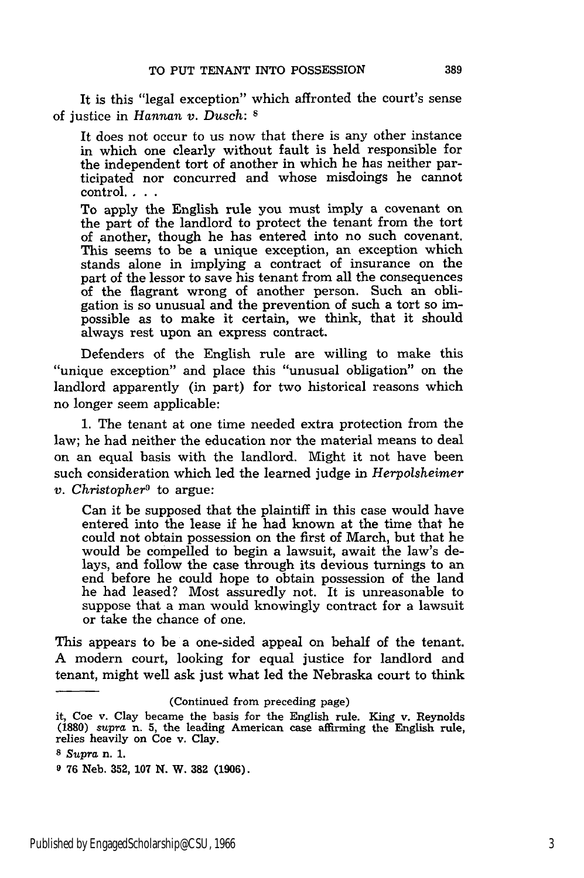It is this "legal exception" which affronted the court's sense of justice in *Hannan v. Dusch*: [8]

> It does not occur to us now that there is any other instance in which one clearly without fault is held responsible for the independent tort of another in which he has neither participated nor concurred and whose misdoings he cannot control. . . .
>
> To apply the English rule you must imply a covenant on the part of the landlord to protect the tenant from the tort of another, though he has entered into no such covenant. This seems to be a unique exception, an exception which stands alone in implying a contract of insurance on the part of the lessor to save his tenant from all the consequences of the flagrant wrong of another person. Such an obligation is so unusual and the prevention of such a tort so impossible as to make it certain, we think, that it should always rest upon an express contract.

Defenders of the English rule are willing to make this "unique exception" and place this "unusual obligation" on the landlord apparently (in part) for two historical reasons which no longer seem applicable:

1. The tenant at one time needed extra protection from the law; he had neither the education nor the material means to deal on an equal basis with the landlord. Might it not have been such consideration which led the learned judge in *Herpolsheimer v. Christopher*[9] to argue:

> Can it be supposed that the plaintiff in this case would have entered into the lease if he had known at the time that he could not obtain possession on the first of March, but that he would be compelled to begin a lawsuit, await the law's delays, and follow the case through its devious turnings to an end before he could hope to obtain possession of the land he had leased? Most assuredly not. It is unreasonable to suppose that a man would knowingly contract for a lawsuit or take the chance of one.

This appears to be a one-sided appeal on behalf of the tenant. A modern court, looking for equal justice for landlord and tenant, might well ask just what led the Nebraska court to think

---

(Continued from preceding page)

it, Coe v. Clay became the basis for the English rule. King v. Reynolds (1880) *supra* n. 5, the leading American case affirming the English rule, relies heavily on Coe v. Clay.

[8] *Supra* n. 1.

[9] 76 Neb. 352, 107 N. W. 382 (1906).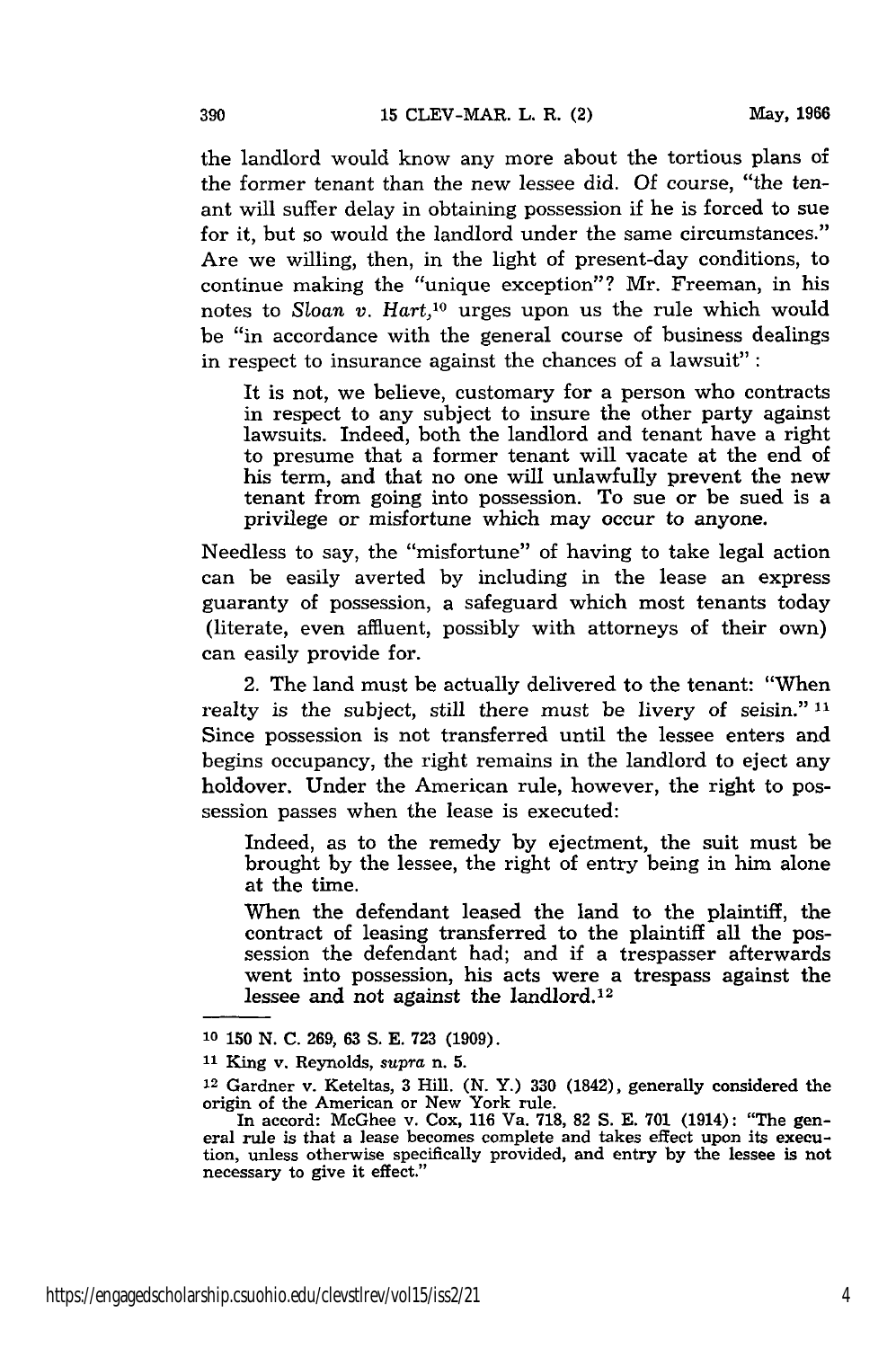the landlord would know any more about the tortious plans of the former tenant than the new lessee did. Of course, "the tenant will suffer delay in obtaining possession if he is forced to sue for it, but so would the landlord under the same circumstances." Are we willing, then, in the light of present-day conditions, to continue making the "unique exception"? Mr. Freeman, in his notes to *Sloan v. Hart*,[10] urges upon us the rule which would be "in accordance with the general course of business dealings in respect to insurance against the chances of a lawsuit":

> It is not, we believe, customary for a person who contracts in respect to any subject to insure the other party against lawsuits. Indeed, both the landlord and tenant have a right to presume that a former tenant will vacate at the end of his term, and that no one will unlawfully prevent the new tenant from going into possession. To sue or be sued is a privilege or misfortune which may occur to anyone.

Needless to say, the "misfortune" of having to take legal action can be easily averted by including in the lease an express guaranty of possession, a safeguard which most tenants today (literate, even affluent, possibly with attorneys of their own) can easily provide for.

2. The land must be actually delivered to the tenant: "When realty is the subject, still there must be livery of seisin."[11] Since possession is not transferred until the lessee enters and begins occupancy, the right remains in the landlord to eject any holdover. Under the American rule, however, the right to possession passes when the lease is executed:

> Indeed, as to the remedy by ejectment, the suit must be brought by the lessee, the right of entry being in him alone at the time.
>
> When the defendant leased the land to the plaintiff, the contract of leasing transferred to the plaintiff all the possession the defendant had; and if a trespasser afterwards went into possession, his acts were a trespass against the lessee and not against the landlord.[12]

---

[10] 150 N. C. 269, 63 S. E. 723 (1909).

[11] King v. Reynolds, *supra* n. 5.

[12] Gardner v. Keteltas, 3 Hill. (N. Y.) 330 (1842), generally considered the origin of the American or New York rule.

In accord: McGhee v. Cox, 116 Va. 718, 82 S. E. 701 (1914): "The general rule is that a lease becomes complete and takes effect upon its execution, unless otherwise specifically provided, and entry by the lessee is not necessary to give it effect."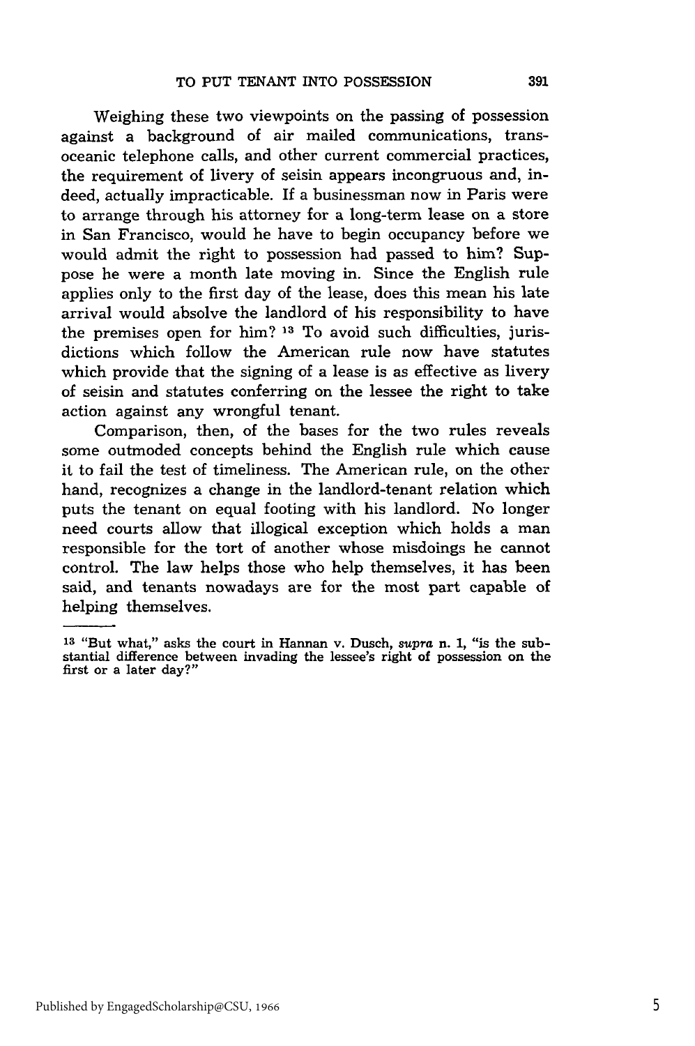Weighing these two viewpoints on the passing of possession against a background of air mailed communications, transoceanic telephone calls, and other current commercial practices, the requirement of livery of seisin appears incongruous and, indeed, actually impracticable. If a businessman now in Paris were to arrange through his attorney for a long-term lease on a store in San Francisco, would he have to begin occupancy before we would admit the right to possession had passed to him? Suppose he were a month late moving in. Since the English rule applies only to the first day of the lease, does this mean his late arrival would absolve the landlord of his responsibility to have the premises open for him? [13] To avoid such difficulties, jurisdictions which follow the American rule now have statutes which provide that the signing of a lease is as effective as livery of seisin and statutes conferring on the lessee the right to take action against any wrongful tenant.

Comparison, then, of the bases for the two rules reveals some outmoded concepts behind the English rule which cause it to fail the test of timeliness. The American rule, on the other hand, recognizes a change in the landlord-tenant relation which puts the tenant on equal footing with his landlord. No longer need courts allow that illogical exception which holds a man responsible for the tort of another whose misdoings he cannot control. The law helps those who help themselves, it has been said, and tenants nowadays are for the most part capable of helping themselves.

---

[13] "But what," asks the court in Hannan v. Dusch, *supra* n. 1, "is the substantial difference between invading the lessee's right of possession on the first or a later day?"